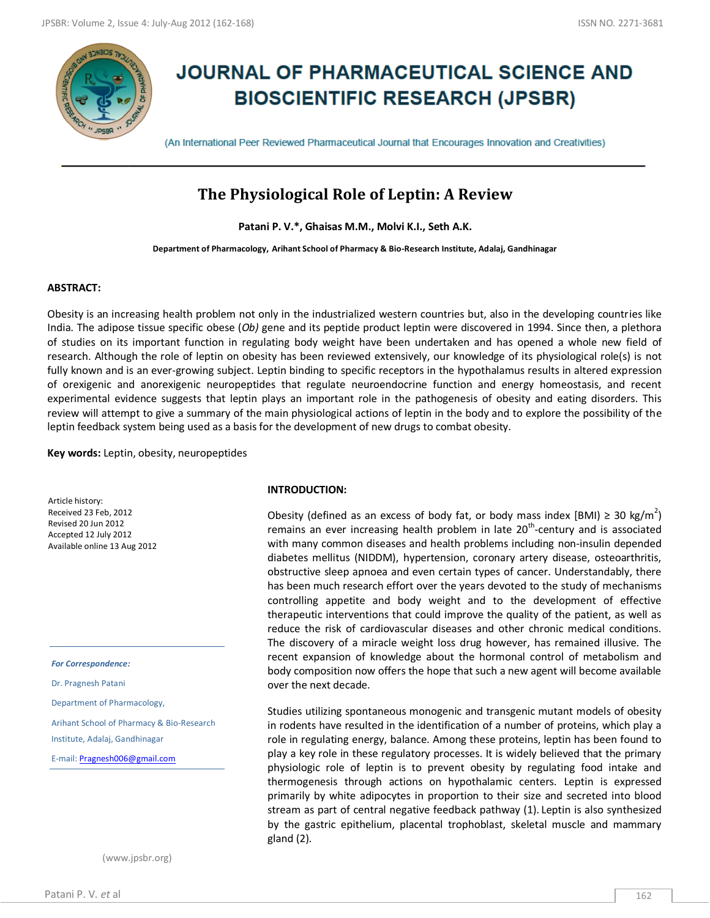# JOURNAL OF PHARMACEUTICAL SCIENCE AND BIOSCIENTIFIC RESEARCH (JPSBR)

(An International Peer Reviewed Pharmaceutical Journal that Encourages Innovation and Creativities)

## The Physiological Role of Leptin: A Review

**Patani P. V.\*, Ghaisas M.M., Molvi K.I., Seth A.K.**

**Department of Pharmacology, Arihant School of Pharmacy & Bio-Research Institute, Adalaj, Gandhinagar**

### ABSTRACT:

Obesity is an increasing health problem not only in the industrialized western countries but, also in the developing countries like India. The adipose tissue specific obese (*Ob)* gene and its peptide product leptin were discovered in 1994. Since then, a plethora of studies on its important function in regulating body weight have been undertaken and has opened a whole new field of research. Although the role of leptin on obesity has been reviewed extensively, our knowledge of its physiological role(s) is not fully known and is an ever-growing subject. Leptin binding to specific receptors in the hypothalamus results in altered expression of orexigenic and anorexigenic neuropeptides that regulate neuroendocrine function and energy homeostasis, and recent experimental evidence suggests that leptin plays an important role in the pathogenesis of obesity and eating disorders. This review will attempt to give a summary of the main physiological actions of leptin in the body and to explore the possibility of the leptin feedback system being used as a basis for the development of new drugs to combat obesity.

**Key words:** Leptin, obesity, neuropeptides

Article history:
Received 23 Feb, 2012
Revised 20 Jun 2012
Accepted 12 July 2012
Available online 13 Aug 2012

*For Correspondence:*

Dr. Pragnesh Patani

Department of Pharmacology,

Arihant School of Pharmacy & Bio-Research Institute, Adalaj, Gandhinagar

E-mail: Pragnesh006@gmail.com

(www.jpsbr.org)

### INTRODUCTION:

Obesity (defined as an excess of body fat, or body mass index [BMI] ≥ 30 $kg/m^2$) remains an ever increasing health problem in late 20$^{th}$-century and is associated with many common diseases and health problems including non-insulin depended diabetes mellitus (NIDDM), hypertension, coronary artery disease, osteoarthritis, obstructive sleep apnoea and even certain types of cancer. Understandably, there has been much research effort over the years devoted to the study of mechanisms controlling appetite and body weight and to the development of effective therapeutic interventions that could improve the quality of the patient, as well as reduce the risk of cardiovascular diseases and other chronic medical conditions. The discovery of a miracle weight loss drug however, has remained illusive. The recent expansion of knowledge about the hormonal control of metabolism and body composition now offers the hope that such a new agent will become available over the next decade.

Studies utilizing spontaneous monogenic and transgenic mutant models of obesity in rodents have resulted in the identification of a number of proteins, which play a role in regulating energy, balance. Among these proteins, leptin has been found to play a key role in these regulatory processes. It is widely believed that the primary physiologic role of leptin is to prevent obesity by regulating food intake and thermogenesis through actions on hypothalamic centers. Leptin is expressed primarily by white adipocytes in proportion to their size and secreted into blood stream as part of central negative feedback pathway (1). Leptin is also synthesized by the gastric epithelium, placental trophoblast, skeletal muscle and mammary gland (2).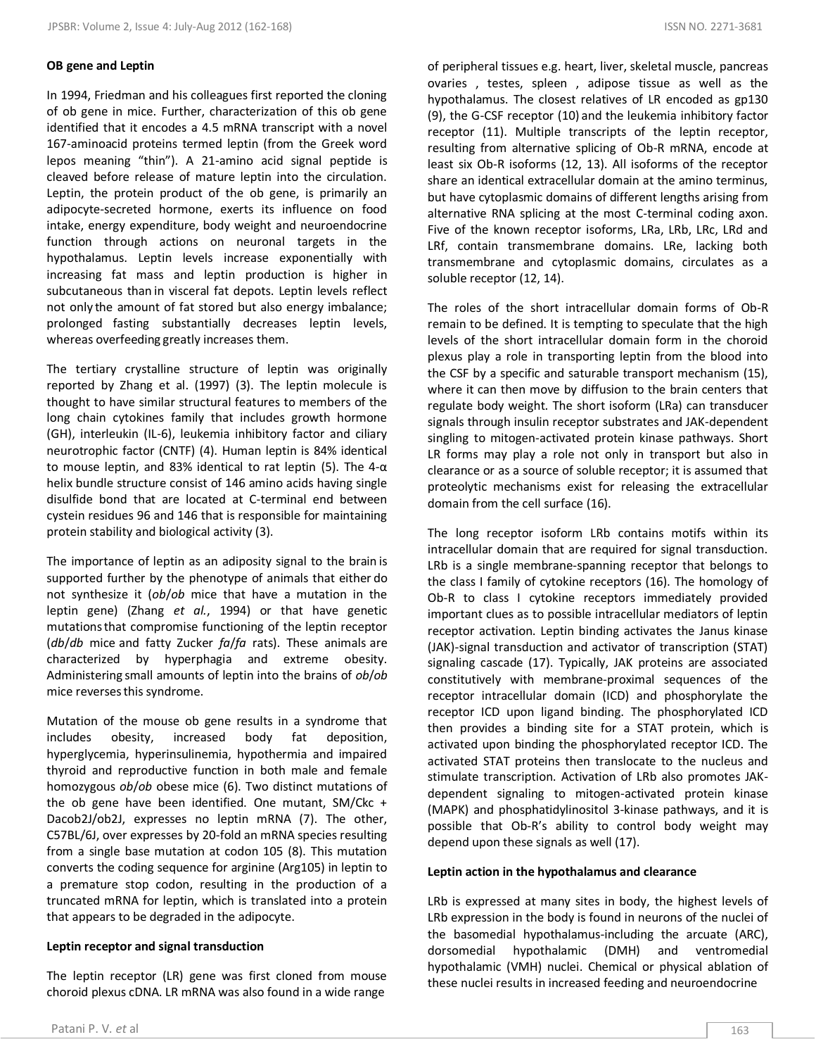### OB gene and Leptin

In 1994, Friedman and his colleagues first reported the cloning of ob gene in mice. Further, characterization of this ob gene identified that it encodes a 4.5 mRNA transcript with a novel 167-aminoacid proteins termed leptin (from the Greek word lepos meaning "thin"). A 21-amino acid signal peptide is cleaved before release of mature leptin into the circulation. Leptin, the protein product of the ob gene, is primarily an adipocyte-secreted hormone, exerts its influence on food intake, energy expenditure, body weight and neuroendocrine function through actions on neuronal targets in the hypothalamus. Leptin levels increase exponentially with increasing fat mass and leptin production is higher in subcutaneous than in visceral fat depots. Leptin levels reflect not only the amount of fat stored but also energy imbalance; prolonged fasting substantially decreases leptin levels, whereas overfeeding greatly increases them.

The tertiary crystalline structure of leptin was originally reported by Zhang et al. (1997) (3). The leptin molecule is thought to have similar structural features to members of the long chain cytokines family that includes growth hormone (GH), interleukin (IL-6), leukemia inhibitory factor and ciliary neurotrophic factor (CNTF) (4). Human leptin is 84% identical to mouse leptin, and 83% identical to rat leptin (5). The 4-α helix bundle structure consist of 146 amino acids having single disulfide bond that are located at C-terminal end between cystein residues 96 and 146 that is responsible for maintaining protein stability and biological activity (3).

The importance of leptin as an adiposity signal to the brain is supported further by the phenotype of animals that either do not synthesize it (*ob*/*ob* mice that have a mutation in the leptin gene) (Zhang *et al.*, 1994) or that have genetic mutations that compromise functioning of the leptin receptor (*db*/*db* mice and fatty Zucker *fa*/*fa* rats). These animals are characterized by hyperphagia and extreme obesity. Administering small amounts of leptin into the brains of *ob*/*ob* mice reverses this syndrome.

Mutation of the mouse ob gene results in a syndrome that includes obesity, increased body fat deposition, hyperglycemia, hyperinsulinemia, hypothermia and impaired thyroid and reproductive function in both male and female homozygous *ob*/*ob* obese mice (6). Two distinct mutations of the ob gene have been identified. One mutant, SM/Ckc + Dacob2J/ob2J, expresses no leptin mRNA (7). The other, C57BL/6J, over expresses by 20-fold an mRNA species resulting from a single base mutation at codon 105 (8). This mutation converts the coding sequence for arginine (Arg105) in leptin to a premature stop codon, resulting in the production of a truncated mRNA for leptin, which is translated into a protein that appears to be degraded in the adipocyte.

### Leptin receptor and signal transduction

The leptin receptor (LR) gene was first cloned from mouse choroid plexus cDNA. LR mRNA was also found in a wide range of peripheral tissues e.g. heart, liver, skeletal muscle, pancreas ovaries , testes, spleen , adipose tissue as well as the hypothalamus. The closest relatives of LR encoded as gp130 (9), the G-CSF receptor (10) and the leukemia inhibitory factor receptor (11). Multiple transcripts of the leptin receptor, resulting from alternative splicing of Ob-R mRNA, encode at least six Ob-R isoforms (12, 13). All isoforms of the receptor share an identical extracellular domain at the amino terminus, but have cytoplasmic domains of different lengths arising from alternative RNA splicing at the most C-terminal coding axon. Five of the known receptor isoforms, LRa, LRb, LRc, LRd and LRf, contain transmembrane domains. LRe, lacking both transmembrane and cytoplasmic domains, circulates as a soluble receptor (12, 14).

The roles of the short intracellular domain forms of Ob-R remain to be defined. It is tempting to speculate that the high levels of the short intracellular domain form in the choroid plexus play a role in transporting leptin from the blood into the CSF by a specific and saturable transport mechanism (15), where it can then move by diffusion to the brain centers that regulate body weight. The short isoform (LRa) can transducer signals through insulin receptor substrates and JAK-dependent singling to mitogen-activated protein kinase pathways. Short LR forms may play a role not only in transport but also in clearance or as a source of soluble receptor; it is assumed that proteolytic mechanisms exist for releasing the extracellular domain from the cell surface (16).

The long receptor isoform LRb contains motifs within its intracellular domain that are required for signal transduction. LRb is a single membrane-spanning receptor that belongs to the class I family of cytokine receptors (16). The homology of Ob-R to class I cytokine receptors immediately provided important clues as to possible intracellular mediators of leptin receptor activation. Leptin binding activates the Janus kinase (JAK)-signal transduction and activator of transcription (STAT) signaling cascade (17). Typically, JAK proteins are associated constitutively with membrane-proximal sequences of the receptor intracellular domain (ICD) and phosphorylate the receptor ICD upon ligand binding. The phosphorylated ICD then provides a binding site for a STAT protein, which is activated upon binding the phosphorylated receptor ICD. The activated STAT proteins then translocate to the nucleus and stimulate transcription. Activation of LRb also promotes JAK-dependent signaling to mitogen-activated protein kinase (MAPK) and phosphatidylinositol 3-kinase pathways, and it is possible that Ob-R's ability to control body weight may depend upon these signals as well (17).

### Leptin action in the hypothalamus and clearance

LRb is expressed at many sites in body, the highest levels of LRb expression in the body is found in neurons of the nuclei of the basomedial hypothalamus-including the arcuate (ARC), dorsomedial hypothalamic (DMH) and ventromedial hypothalamic (VMH) nuclei. Chemical or physical ablation of these nuclei results in increased feeding and neuroendocrine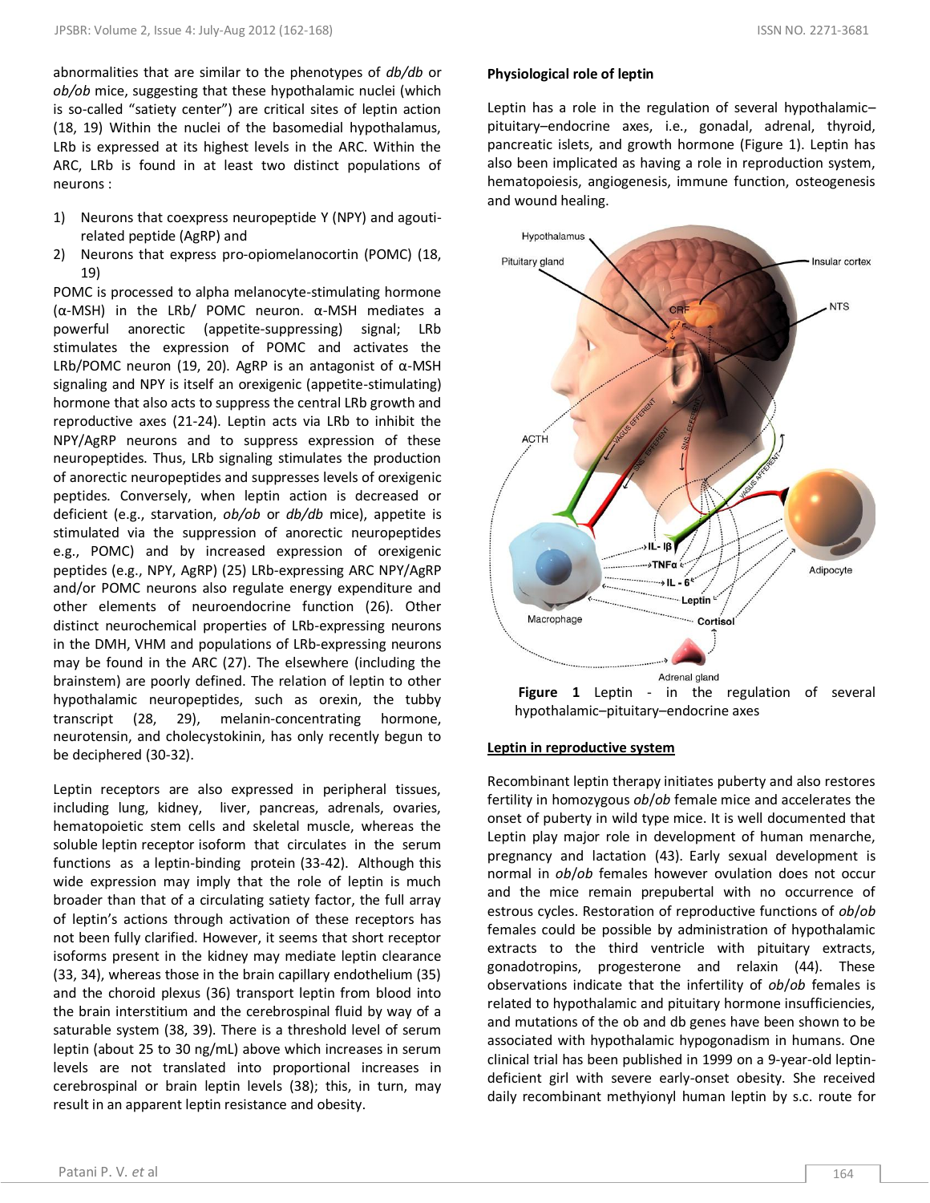abnormalities that are similar to the phenotypes of *db/db* or *ob/ob* mice, suggesting that these hypothalamic nuclei (which is so-called "satiety center") are critical sites of leptin action (18, 19) Within the nuclei of the basomedial hypothalamus, LRb is expressed at its highest levels in the ARC. Within the ARC, LRb is found in at least two distinct populations of neurons :

1) Neurons that coexpress neuropeptide Y (NPY) and agouti-related peptide (AgRP) and
2) Neurons that express pro-opiomelanocortin (POMC) (18, 19)

POMC is processed to alpha melanocyte-stimulating hormone (α-MSH) in the LRb/ POMC neuron. α-MSH mediates a powerful anorectic (appetite-suppressing) signal; LRb stimulates the expression of POMC and activates the LRb/POMC neuron (19, 20). AgRP is an antagonist of α-MSH signaling and NPY is itself an orexigenic (appetite-stimulating) hormone that also acts to suppress the central LRb growth and reproductive axes (21-24). Leptin acts via LRb to inhibit the NPY/AgRP neurons and to suppress expression of these neuropeptides. Thus, LRb signaling stimulates the production of anorectic neuropeptides and suppresses levels of orexigenic peptides. Conversely, when leptin action is decreased or deficient (e.g., starvation, *ob/ob* or *db/db* mice), appetite is stimulated via the suppression of anorectic neuropeptides e.g., POMC) and by increased expression of orexigenic peptides (e.g., NPY, AgRP) (25) LRb-expressing ARC NPY/AgRP and/or POMC neurons also regulate energy expenditure and other elements of neuroendocrine function (26). Other distinct neurochemical properties of LRb-expressing neurons in the DMH, VHM and populations of LRb-expressing neurons may be found in the ARC (27). The elsewhere (including the brainstem) are poorly defined. The relation of leptin to other hypothalamic neuropeptides, such as orexin, the tubby transcript (28, 29), melanin-concentrating hormone, neurotensin, and cholecystokinin, has only recently begun to be deciphered (30-32).

Leptin receptors are also expressed in peripheral tissues, including lung, kidney, liver, pancreas, adrenals, ovaries, hematopoietic stem cells and skeletal muscle, whereas the soluble leptin receptor isoform that circulates in the serum functions as a leptin-binding protein (33-42). Although this wide expression may imply that the role of leptin is much broader than that of a circulating satiety factor, the full array of leptin's actions through activation of these receptors has not been fully clarified. However, it seems that short receptor isoforms present in the kidney may mediate leptin clearance (33, 34), whereas those in the brain capillary endothelium (35) and the choroid plexus (36) transport leptin from blood into the brain interstitium and the cerebrospinal fluid by way of a saturable system (38, 39). There is a threshold level of serum leptin (about 25 to 30 ng/mL) above which increases in serum levels are not translated into proportional increases in cerebrospinal or brain leptin levels (38); this, in turn, may result in an apparent leptin resistance and obesity.

**Physiological role of leptin**

Leptin has a role in the regulation of several hypothalamic–pituitary–endocrine axes, i.e., gonadal, adrenal, thyroid, pancreatic islets, and growth hormone (Figure 1). Leptin has also been implicated as having a role in reproduction system, hematopoiesis, angiogenesis, immune function, osteogenesis and wound healing.

**Figure 1** Leptin - in the regulation of several hypothalamic–pituitary–endocrine axes

**Leptin in reproductive system**

Recombinant leptin therapy initiates puberty and also restores fertility in homozygous *ob*/*ob* female mice and accelerates the onset of puberty in wild type mice. It is well documented that Leptin play major role in development of human menarche, pregnancy and lactation (43). Early sexual development is normal in *ob*/*ob* females however ovulation does not occur and the mice remain prepubertal with no occurrence of estrous cycles. Restoration of reproductive functions of *ob*/*ob* females could be possible by administration of hypothalamic extracts to the third ventricle with pituitary extracts, gonadotropins, progesterone and relaxin (44). These observations indicate that the infertility of *ob*/*ob* females is related to hypothalamic and pituitary hormone insufficiencies, and mutations of the ob and db genes have been shown to be associated with hypothalamic hypogonadism in humans. One clinical trial has been published in 1999 on a 9-year-old leptin-deficient girl with severe early-onset obesity. She received daily recombinant methyionyl human leptin by s.c. route for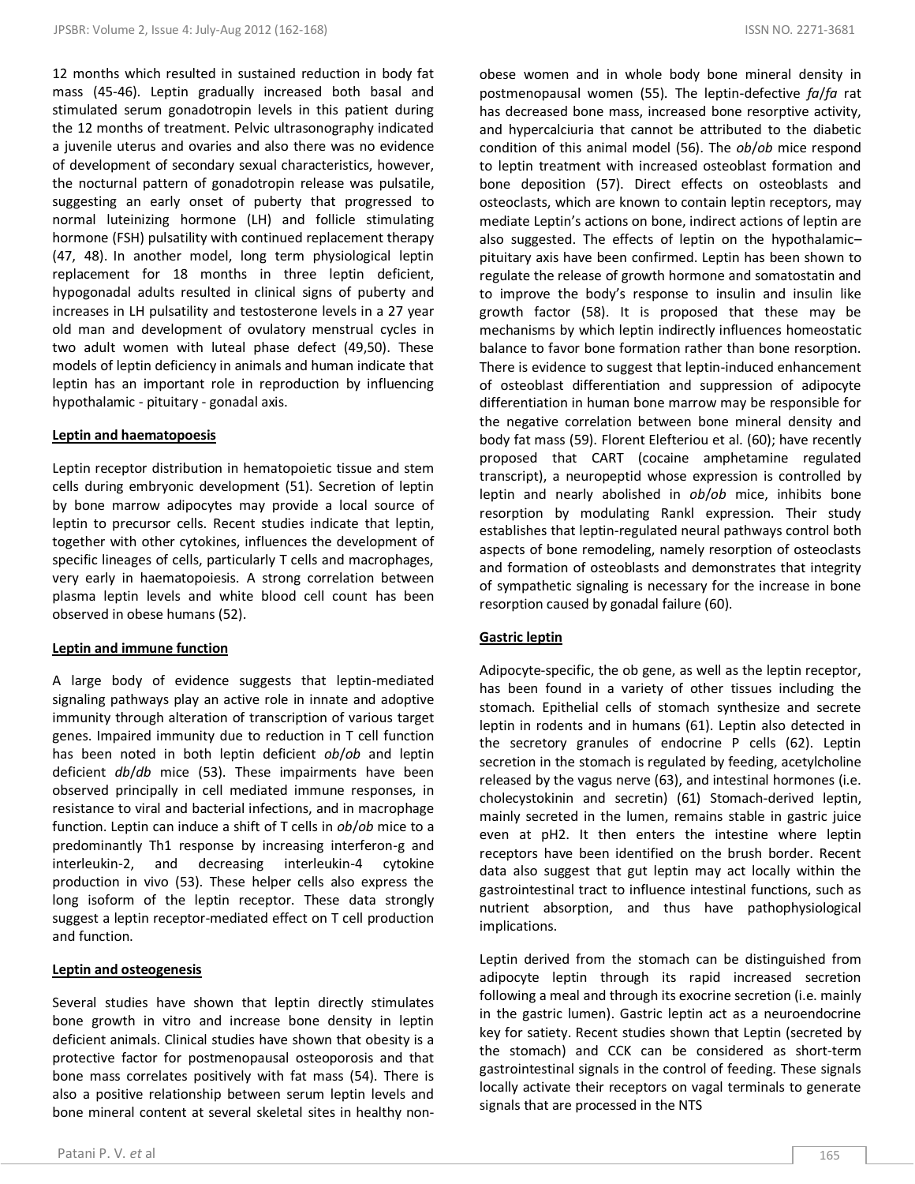12 months which resulted in sustained reduction in body fat mass (45-46). Leptin gradually increased both basal and stimulated serum gonadotropin levels in this patient during the 12 months of treatment. Pelvic ultrasonography indicated a juvenile uterus and ovaries and also there was no evidence of development of secondary sexual characteristics, however, the nocturnal pattern of gonadotropin release was pulsatile, suggesting an early onset of puberty that progressed to normal luteinizing hormone (LH) and follicle stimulating hormone (FSH) pulsatility with continued replacement therapy (47, 48). In another model, long term physiological leptin replacement for 18 months in three leptin deficient, hypogonadal adults resulted in clinical signs of puberty and increases in LH pulsatility and testosterone levels in a 27 year old man and development of ovulatory menstrual cycles in two adult women with luteal phase defect (49,50). These models of leptin deficiency in animals and human indicate that leptin has an important role in reproduction by influencing hypothalamic - pituitary - gonadal axis.

## Leptin and haematopoesis

Leptin receptor distribution in hematopoietic tissue and stem cells during embryonic development (51). Secretion of leptin by bone marrow adipocytes may provide a local source of leptin to precursor cells. Recent studies indicate that leptin, together with other cytokines, influences the development of specific lineages of cells, particularly T cells and macrophages, very early in haematopoiesis. A strong correlation between plasma leptin levels and white blood cell count has been observed in obese humans (52).

## Leptin and immune function

A large body of evidence suggests that leptin-mediated signaling pathways play an active role in innate and adoptive immunity through alteration of transcription of various target genes. Impaired immunity due to reduction in T cell function has been noted in both leptin deficient *ob*/*ob* and leptin deficient *db*/*db* mice (53). These impairments have been observed principally in cell mediated immune responses, in resistance to viral and bacterial infections, and in macrophage function. Leptin can induce a shift of T cells in *ob*/*ob* mice to a predominantly Th1 response by increasing interferon-g and interleukin-2, and decreasing interleukin-4 cytokine production in vivo (53). These helper cells also express the long isoform of the leptin receptor. These data strongly suggest a leptin receptor-mediated effect on T cell production and function.

## Leptin and osteogenesis

Several studies have shown that leptin directly stimulates bone growth in vitro and increase bone density in leptin deficient animals. Clinical studies have shown that obesity is a protective factor for postmenopausal osteoporosis and that bone mass correlates positively with fat mass (54). There is also a positive relationship between serum leptin levels and bone mineral content at several skeletal sites in healthy non-obese women and in whole body bone mineral density in postmenopausal women (55). The leptin-defective *fa*/*fa* rat has decreased bone mass, increased bone resorptive activity, and hypercalciuria that cannot be attributed to the diabetic condition of this animal model (56). The *ob*/*ob* mice respond to leptin treatment with increased osteoblast formation and bone deposition (57). Direct effects on osteoblasts and osteoclasts, which are known to contain leptin receptors, may mediate Leptin's actions on bone, indirect actions of leptin are also suggested. The effects of leptin on the hypothalamic–pituitary axis have been confirmed. Leptin has been shown to regulate the release of growth hormone and somatostatin and to improve the body's response to insulin and insulin like growth factor (58). It is proposed that these may be mechanisms by which leptin indirectly influences homeostatic balance to favor bone formation rather than bone resorption. There is evidence to suggest that leptin-induced enhancement of osteoblast differentiation and suppression of adipocyte differentiation in human bone marrow may be responsible for the negative correlation between bone mineral density and body fat mass (59). Florent Elefteriou et al. (60); have recently proposed that CART (cocaine amphetamine regulated transcript), a neuropeptid whose expression is controlled by leptin and nearly abolished in *ob*/*ob* mice, inhibits bone resorption by modulating Rankl expression. Their study establishes that leptin-regulated neural pathways control both aspects of bone remodeling, namely resorption of osteoclasts and formation of osteoblasts and demonstrates that integrity of sympathetic signaling is necessary for the increase in bone resorption caused by gonadal failure (60).

## Gastric leptin

Adipocyte-specific, the ob gene, as well as the leptin receptor, has been found in a variety of other tissues including the stomach. Epithelial cells of stomach synthesize and secrete leptin in rodents and in humans (61). Leptin also detected in the secretory granules of endocrine P cells (62). Leptin secretion in the stomach is regulated by feeding, acetylcholine released by the vagus nerve (63), and intestinal hormones (i.e. cholecystokinin and secretin) (61) Stomach-derived leptin, mainly secreted in the lumen, remains stable in gastric juice even at pH2. It then enters the intestine where leptin receptors have been identified on the brush border. Recent data also suggest that gut leptin may act locally within the gastrointestinal tract to influence intestinal functions, such as nutrient absorption, and thus have pathophysiological implications.

Leptin derived from the stomach can be distinguished from adipocyte leptin through its rapid increased secretion following a meal and through its exocrine secretion (i.e. mainly in the gastric lumen). Gastric leptin act as a neuroendocrine key for satiety. Recent studies shown that Leptin (secreted by the stomach) and CCK can be considered as short-term gastrointestinal signals in the control of feeding. These signals locally activate their receptors on vagal terminals to generate signals that are processed in the NTS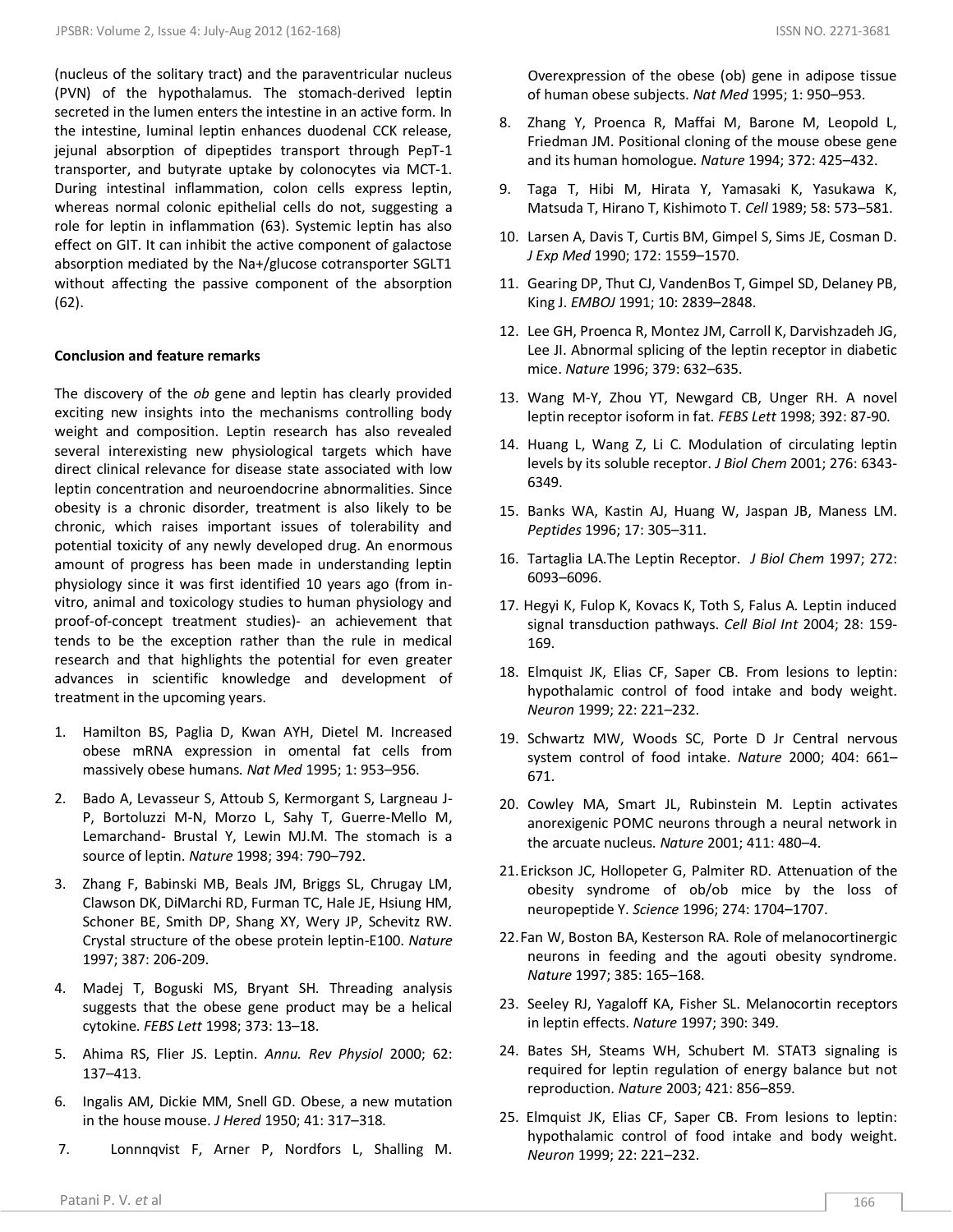(nucleus of the solitary tract) and the paraventricular nucleus (PVN) of the hypothalamus. The stomach-derived leptin secreted in the lumen enters the intestine in an active form. In the intestine, luminal leptin enhances duodenal CCK release, jejunal absorption of dipeptides transport through PepT-1 transporter, and butyrate uptake by colonocytes via MCT-1. During intestinal inflammation, colon cells express leptin, whereas normal colonic epithelial cells do not, suggesting a role for leptin in inflammation (63). Systemic leptin has also effect on GIT. It can inhibit the active component of galactose absorption mediated by the Na+/glucose cotransporter SGLT1 without affecting the passive component of the absorption (62).

**Conclusion and feature remarks**

The discovery of the *ob* gene and leptin has clearly provided exciting new insights into the mechanisms controlling body weight and composition. Leptin research has also revealed several interexisting new physiological targets which have direct clinical relevance for disease state associated with low leptin concentration and neuroendocrine abnormalities. Since obesity is a chronic disorder, treatment is also likely to be chronic, which raises important issues of tolerability and potential toxicity of any newly developed drug. An enormous amount of progress has been made in understanding leptin physiology since it was first identified 10 years ago (from in-vitro, animal and toxicology studies to human physiology and proof-of-concept treatment studies)- an achievement that tends to be the exception rather than the rule in medical research and that highlights the potential for even greater advances in scientific knowledge and development of treatment in the upcoming years.

1. Hamilton BS, Paglia D, Kwan AYH, Dietel M. Increased obese mRNA expression in omental fat cells from massively obese humans. *Nat Med* 1995; 1: 953–956.
2. Bado A, Levasseur S, Attoub S, Kermorgant S, Largneau J-P, Bortoluzzi M-N, Morzo L, Sahy T, Guerre-Mello M, Lemarchand- Brustal Y, Lewin MJ.M. The stomach is a source of leptin. *Nature* 1998; 394: 790–792.
3. Zhang F, Babinski MB, Beals JM, Briggs SL, Chrugay LM, Clawson DK, DiMarchi RD, Furman TC, Hale JE, Hsiung HM, Schoner BE, Smith DP, Shang XY, Wery JP, Schevitz RW. Crystal structure of the obese protein leptin-E100. *Nature* 1997; 387: 206-209.
4. Madej T, Boguski MS, Bryant SH. Threading analysis suggests that the obese gene product may be a helical cytokine. *FEBS Lett* 1998; 373: 13–18.
5. Ahima RS, Flier JS. Leptin. *Annu. Rev Physiol* 2000; 62: 137–413.
6. Ingalis AM, Dickie MM, Snell GD. Obese, a new mutation in the house mouse. *J Hered* 1950; 41: 317–318.
7. Lonnnqvist F, Arner P, Nordfors L, Shalling M. Overexpression of the obese (ob) gene in adipose tissue of human obese subjects. *Nat Med* 1995; 1: 950–953.
8. Zhang Y, Proenca R, Maffai M, Barone M, Leopold L, Friedman JM. Positional cloning of the mouse obese gene and its human homologue. *Nature* 1994; 372: 425–432.
9. Taga T, Hibi M, Hirata Y, Yamasaki K, Yasukawa K, Matsuda T, Hirano T, Kishimoto T. *Cell* 1989; 58: 573–581.
10. Larsen A, Davis T, Curtis BM, Gimpel S, Sims JE, Cosman D. *J Exp Med* 1990; 172: 1559–1570.
11. Gearing DP, Thut CJ, VandenBos T, Gimpel SD, Delaney PB, King J. *EMBOJ* 1991; 10: 2839–2848.
12. Lee GH, Proenca R, Montez JM, Carroll K, Darvishzadeh JG, Lee JI. Abnormal splicing of the leptin receptor in diabetic mice. *Nature* 1996; 379: 632–635.
13. Wang M-Y, Zhou YT, Newgard CB, Unger RH. A novel leptin receptor isoform in fat. *FEBS Lett* 1998; 392: 87-90.
14. Huang L, Wang Z, Li C. Modulation of circulating leptin levels by its soluble receptor. *J Biol Chem* 2001; 276: 6343-6349.
15. Banks WA, Kastin AJ, Huang W, Jaspan JB, Maness LM. *Peptides* 1996; 17: 305–311.
16. Tartaglia LA.The Leptin Receptor. *J Biol Chem* 1997; 272: 6093–6096.
17. Hegyi K, Fulop K, Kovacs K, Toth S, Falus A. Leptin induced signal transduction pathways. *Cell Biol Int* 2004; 28: 159-169.
18. Elmquist JK, Elias CF, Saper CB. From lesions to leptin: hypothalamic control of food intake and body weight. *Neuron* 1999; 22: 221–232.
19. Schwartz MW, Woods SC, Porte D Jr Central nervous system control of food intake. *Nature* 2000; 404: 661–671.
20. Cowley MA, Smart JL, Rubinstein M. Leptin activates anorexigenic POMC neurons through a neural network in the arcuate nucleus. *Nature* 2001; 411: 480–4.
21. Erickson JC, Hollopeter G, Palmiter RD. Attenuation of the obesity syndrome of ob/ob mice by the loss of neuropeptide Y. *Science* 1996; 274: 1704–1707.
22. Fan W, Boston BA, Kesterson RA. Role of melanocortinergic neurons in feeding and the agouti obesity syndrome. *Nature* 1997; 385: 165–168.
23. Seeley RJ, Yagaloff KA, Fisher SL. Melanocortin receptors in leptin effects. *Nature* 1997; 390: 349.
24. Bates SH, Steams WH, Schubert M. STAT3 signaling is required for leptin regulation of energy balance but not reproduction. *Nature* 2003; 421: 856–859.
25. Elmquist JK, Elias CF, Saper CB. From lesions to leptin: hypothalamic control of food intake and body weight. *Neuron* 1999; 22: 221–232.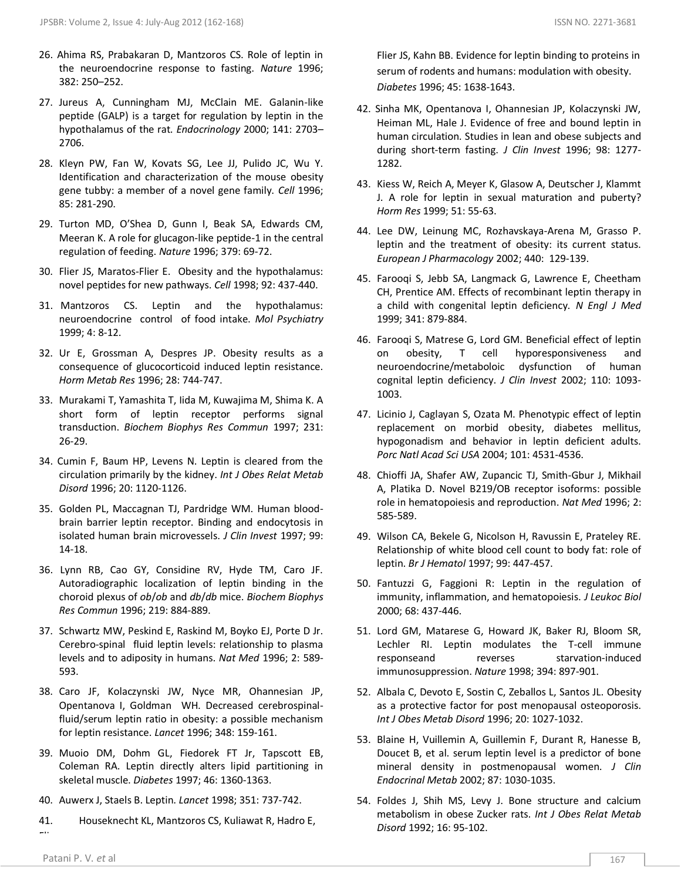26. Ahima RS, Prabakaran D, Mantzoros CS. Role of leptin in the neuroendocrine response to fasting. *Nature* 1996; 382: 250–252.

27. Jureus A, Cunningham MJ, McClain ME. Galanin-like peptide (GALP) is a target for regulation by leptin in the hypothalamus of the rat. *Endocrinology* 2000; 141: 2703–2706.

28. Kleyn PW, Fan W, Kovats SG, Lee JJ, Pulido JC, Wu Y. Identification and characterization of the mouse obesity gene tubby: a member of a novel gene family. *Cell* 1996; 85: 281-290.

29. Turton MD, O'Shea D, Gunn I, Beak SA, Edwards CM, Meeran K. A role for glucagon-like peptide-1 in the central regulation of feeding. *Nature* 1996; 379: 69-72.

30. Flier JS, Maratos-Flier E. Obesity and the hypothalamus: novel peptides for new pathways. *Cell* 1998; 92: 437-440.

31. Mantzoros CS. Leptin and the hypothalamus: neuroendocrine control of food intake. *Mol Psychiatry* 1999; 4: 8-12.

32. Ur E, Grossman A, Despres JP. Obesity results as a consequence of glucocorticoid induced leptin resistance. *Horm Metab Res* 1996; 28: 744-747.

33. Murakami T, Yamashita T, Iida M, Kuwajima M, Shima K. A short form of leptin receptor performs signal transduction. *Biochem Biophys Res Commun* 1997; 231: 26-29.

34. Cumin F, Baum HP, Levens N. Leptin is cleared from the circulation primarily by the kidney. *Int J Obes Relat Metab Disord* 1996; 20: 1120-1126.

35. Golden PL, Maccagnan TJ, Pardridge WM. Human blood-brain barrier leptin receptor. Binding and endocytosis in isolated human brain microvessels. *J Clin Invest* 1997; 99: 14-18.

36. Lynn RB, Cao GY, Considine RV, Hyde TM, Caro JF. Autoradiographic localization of leptin binding in the choroid plexus of *ob*/*ob* and *db*/*db* mice. *Biochem Biophys Res Commun* 1996; 219: 884-889.

37. Schwartz MW, Peskind E, Raskind M, Boyko EJ, Porte D Jr. Cerebro-spinal fluid leptin levels: relationship to plasma levels and to adiposity in humans. *Nat Med* 1996; 2: 589-593.

38. Caro JF, Kolaczynski JW, Nyce MR, Ohannesian JP, Opentanova I, Goldman WH. Decreased cerebrospinal-fluid/serum leptin ratio in obesity: a possible mechanism for leptin resistance. *Lancet* 1996; 348: 159-161.

39. Muoio DM, Dohm GL, Fiedorek FT Jr, Tapscott EB, Coleman RA. Leptin directly alters lipid partitioning in skeletal muscle. *Diabetes* 1997; 46: 1360-1363.

40. Auwerx J, Staels B. Leptin. *Lancet* 1998; 351: 737-742.

41. Houseknecht KL, Mantzoros CS, Kuliawat R, Hadro E, Flier JS, Kahn BB. Evidence for leptin binding to proteins in serum of rodents and humans: modulation with obesity. *Diabetes* 1996; 45: 1638-1643.

42. Sinha MK, Opentanova I, Ohannesian JP, Kolaczynski JW, Heiman ML, Hale J. Evidence of free and bound leptin in human circulation. Studies in lean and obese subjects and during short-term fasting. *J Clin Invest* 1996; 98: 1277-1282.

43. Kiess W, Reich A, Meyer K, Glasow A, Deutscher J, Klammt J. A role for leptin in sexual maturation and puberty? *Horm Res* 1999; 51: 55-63.

44. Lee DW, Leinung MC, Rozhavskaya-Arena M, Grasso P. leptin and the treatment of obesity: its current status. *European J Pharmacology* 2002; 440: 129-139.

45. Farooqi S, Jebb SA, Langmack G, Lawrence E, Cheetham CH, Prentice AM. Effects of recombinant leptin therapy in a child with congenital leptin deficiency. *N Engl J Med* 1999; 341: 879-884.

46. Farooqi S, Matrese G, Lord GM. Beneficial effect of leptin on obesity, T cell hyporesponsiveness and neuroendocrine/metaboloic dysfunction of human cognital leptin deficiency. *J Clin Invest* 2002; 110: 1093-1003.

47. Licinio J, Caglayan S, Ozata M. Phenotypic effect of leptin replacement on morbid obesity, diabetes mellitus, hypogonadism and behavior in leptin deficient adults. *Porc Natl Acad Sci USA* 2004; 101: 4531-4536.

48. Chioffi JA, Shafer AW, Zupancic TJ, Smith-Gbur J, Mikhail A, Platika D. Novel B219/OB receptor isoforms: possible role in hematopoiesis and reproduction. *Nat Med* 1996; 2: 585-589.

49. Wilson CA, Bekele G, Nicolson H, Ravussin E, Prateley RE. Relationship of white blood cell count to body fat: role of leptin. *Br J Hematol* 1997; 99: 447-457.

50. Fantuzzi G, Faggioni R: Leptin in the regulation of immunity, inflammation, and hematopoiesis. *J Leukoc Biol* 2000; 68: 437-446.

51. Lord GM, Matarese G, Howard JK, Baker RJ, Bloom SR, Lechler RI. Leptin modulates the T-cell immune responseand reverses starvation-induced immunosuppression. *Nature* 1998; 394: 897-901.

52. Albala C, Devoto E, Sostin C, Zeballos L, Santos JL. Obesity as a protective factor for post menopausal osteoporosis. *Int J Obes Metab Disord* 1996; 20: 1027-1032.

53. Blaine H, Vuillemin A, Guillemin F, Durant R, Hanesse B, Doucet B, et al. serum leptin level is a predictor of bone mineral density in postmenopausal women. *J Clin Endocrinal Metab* 2002; 87: 1030-1035.

54. Foldes J, Shih MS, Levy J. Bone structure and calcium metabolism in obese Zucker rats. *Int J Obes Relat Metab Disord* 1992; 16: 95-102.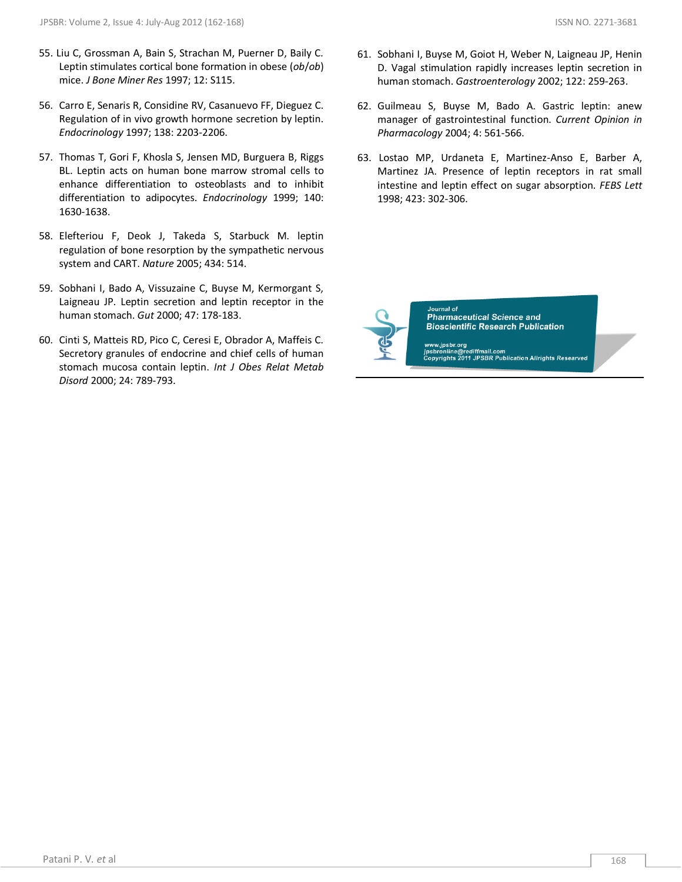55. Liu C, Grossman A, Bain S, Strachan M, Puerner D, Baily C. Leptin stimulates cortical bone formation in obese (*ob*/*ob*) mice. *J Bone Miner Res* 1997; 12: S115.

56. Carro E, Senaris R, Considine RV, Casanuevo FF, Dieguez C. Regulation of in vivo growth hormone secretion by leptin. *Endocrinology* 1997; 138: 2203-2206.

57. Thomas T, Gori F, Khosla S, Jensen MD, Burguera B, Riggs BL. Leptin acts on human bone marrow stromal cells to enhance differentiation to osteoblasts and to inhibit differentiation to adipocytes. *Endocrinology* 1999; 140: 1630-1638.

58. Elefteriou F, Deok J, Takeda S, Starbuck M. leptin regulation of bone resorption by the sympathetic nervous system and CART. *Nature* 2005; 434: 514.

59. Sobhani I, Bado A, Vissuzaine C, Buyse M, Kermorgant S, Laigneau JP. Leptin secretion and leptin receptor in the human stomach. *Gut* 2000; 47: 178-183.

60. Cinti S, Matteis RD, Pico C, Ceresi E, Obrador A, Maffeis C. Secretory granules of endocrine and chief cells of human stomach mucosa contain leptin. *Int J Obes Relat Metab Disord* 2000; 24: 789-793.

61. Sobhani I, Buyse M, Goiot H, Weber N, Laigneau JP, Henin D. Vagal stimulation rapidly increases leptin secretion in human stomach. *Gastroenterology* 2002; 122: 259-263.

62. Guilmeau S, Buyse M, Bado A. Gastric leptin: anew manager of gastrointestinal function. *Current Opinion in Pharmacology* 2004; 4: 561-566.

63. Lostao MP, Urdaneta E, Martinez-Anso E, Barber A, Martinez JA. Presence of leptin receptors in rat small intestine and leptin effect on sugar absorption. *FEBS Lett* 1998; 423: 302-306.

Journal of
Pharmaceutical Science and Bioscientific Research Publication
www.jpsbr.org
jpsbronline@rediffmail.com
Copyrights 2011 JPSBR Publication Allrights Researved